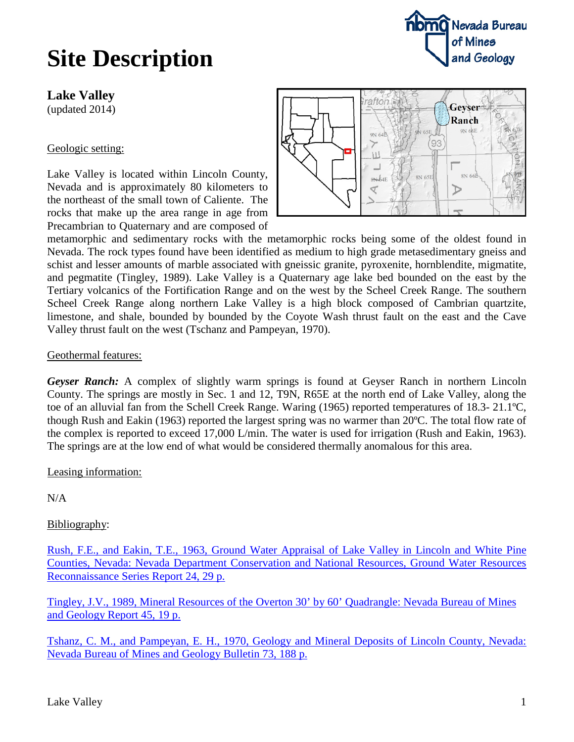# Site Description

## Lake Valley

(updated 2014)

### Geologic setting:

Lake Valley is located within Lincoln County, Nevada and is approximately 80 kilometers to the northeast of the small town of Caliente. The rocks that make up the area range in age from Precambrian to Quaternary and are composed of metamorphic and sedimentary rocks with the metamorphic rocks being some of the oldest found in Nevada. The rock types found have been identified as medium to high grade metasedimentary gneiss and schist and lesser amounts of marble associated with gneissic granite, pyroxenite, hornblendite, migmatite, and pegmatite (Tingley, 1989). Lake Valley is a Quaternary age lake bed bounded on the east by the Tertiary volcanics of the Fortification Range and on the west by the Scheel Creek Range. The southern Scheel Creek Range along northern Lake Valley is a high block composed of Cambrian quartzite, limestone, and shale, bounded by bounded by the Coyote Wash thrust fault on the east and the Cave Valley thrust fault on the west (Tschanz and Pampeyan, 1970).

### Geothermal features:

***Geyser Ranch:*** A complex of slightly warm springs is found at Geyser Ranch in northern Lincoln County. The springs are mostly in Sec. 1 and 12, T9N, R65E at the north end of Lake Valley, along the toe of an alluvial fan from the Schell Creek Range. Waring (1965) reported temperatures of 18.3- 21.1ºC, though Rush and Eakin (1963) reported the largest spring was no warmer than 20ºC. The total flow rate of the complex is reported to exceed 17,000 L/min. The water is used for irrigation (Rush and Eakin, 1963). The springs are at the low end of what would be considered thermally anomalous for this area.

### Leasing information:

N/A

### Bibliography:

Rush, F.E., and Eakin, T.E., 1963, Ground Water Appraisal of Lake Valley in Lincoln and White Pine Counties, Nevada: Nevada Department Conservation and National Resources, Ground Water Resources Reconnaissance Series Report 24, 29 p.

Tingley, J.V., 1989, Mineral Resources of the Overton 30' by 60' Quadrangle: Nevada Bureau of Mines and Geology Report 45, 19 p.

Tshanz, C. M., and Pampeyan, E. H., 1970, Geology and Mineral Deposits of Lincoln County, Nevada: Nevada Bureau of Mines and Geology Bulletin 73, 188 p.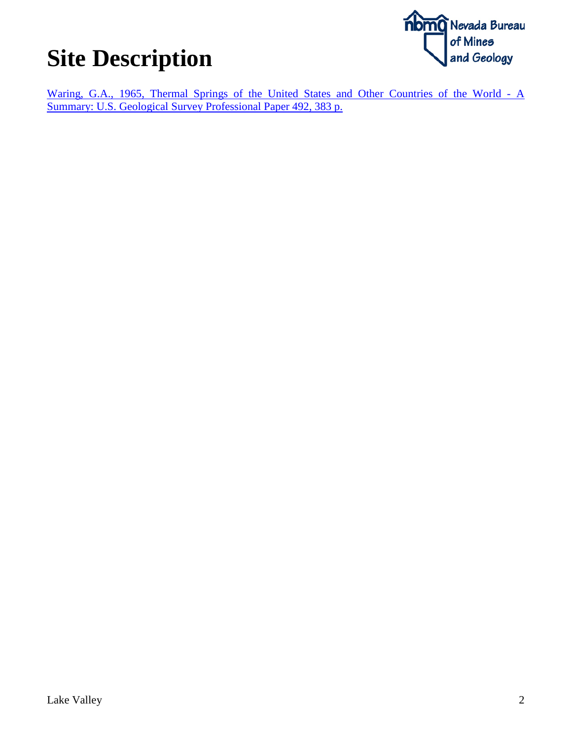# Site Description

Waring, G.A., 1965, Thermal Springs of the United States and Other Countries of the World - A Summary: U.S. Geological Survey Professional Paper 492, 383 p.